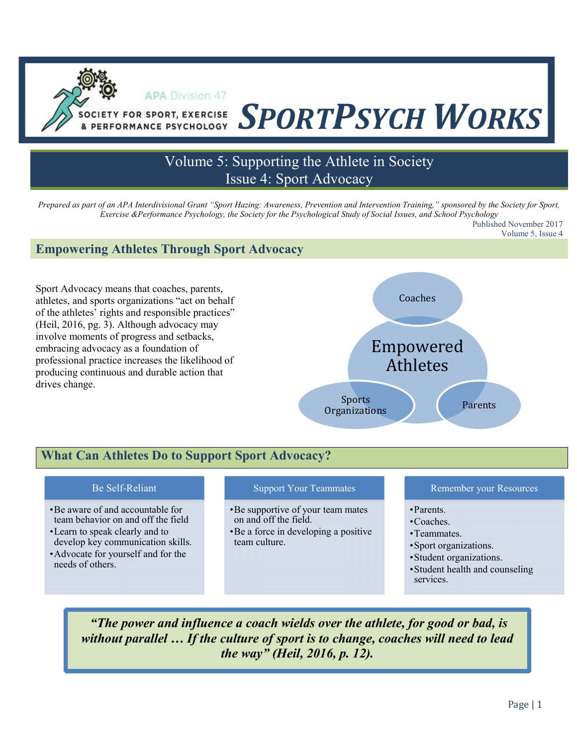APA Division 47

SOCIETY FOR SPORT, EXERCISE & PERFORMANCE PSYCHOLOGY

# SPORTPSYCH WORKS

## Volume 5: Supporting the Athlete in Society
## Issue 4: Sport Advocacy

*Prepared as part of an APA Interdivisional Grant "Sport Hazing: Awareness, Prevention and Intervention Training," sponsored by the Society for Sport, Exercise &Performance Psychology, the Society for the Psychological Study of Social Issues, and School Psychology*

Published November 2017
Volume 5, Issue 4

## Empowering Athletes Through Sport Advocacy

Sport Advocacy means that coaches, parents, athletes, and sports organizations "act on behalf of the athletes' rights and responsible practices" (Heil, 2016, pg. 3). Although advocacy may involve moments of progress and setbacks, embracing advocacy as a foundation of professional practice increases the likelihood of producing continuous and durable action that drives change.

Empowered Athletes

- Coaches
- Parents
- Sports Organizations

## What Can Athletes Do to Support Sport Advocacy?

### Be Self-Reliant

- Be aware of and accountable for team behavior on and off the field
- Learn to speak clearly and to develop key communication skills.
- Advocate for yourself and for the needs of others.

### Support Your Teammates

- Be supportive of your team mates on and off the field.
- Be a force in developing a positive team culture.

### Remember your Resources

- Parents.
- Coaches.
- Teammates.
- Sport organizations.
- Student organizations.
- Student health and counseling services.

***"The power and influence a coach wields over the athlete, for good or bad, is without parallel … If the culture of sport is to change, coaches will need to lead the way" (Heil, 2016, p. 12).***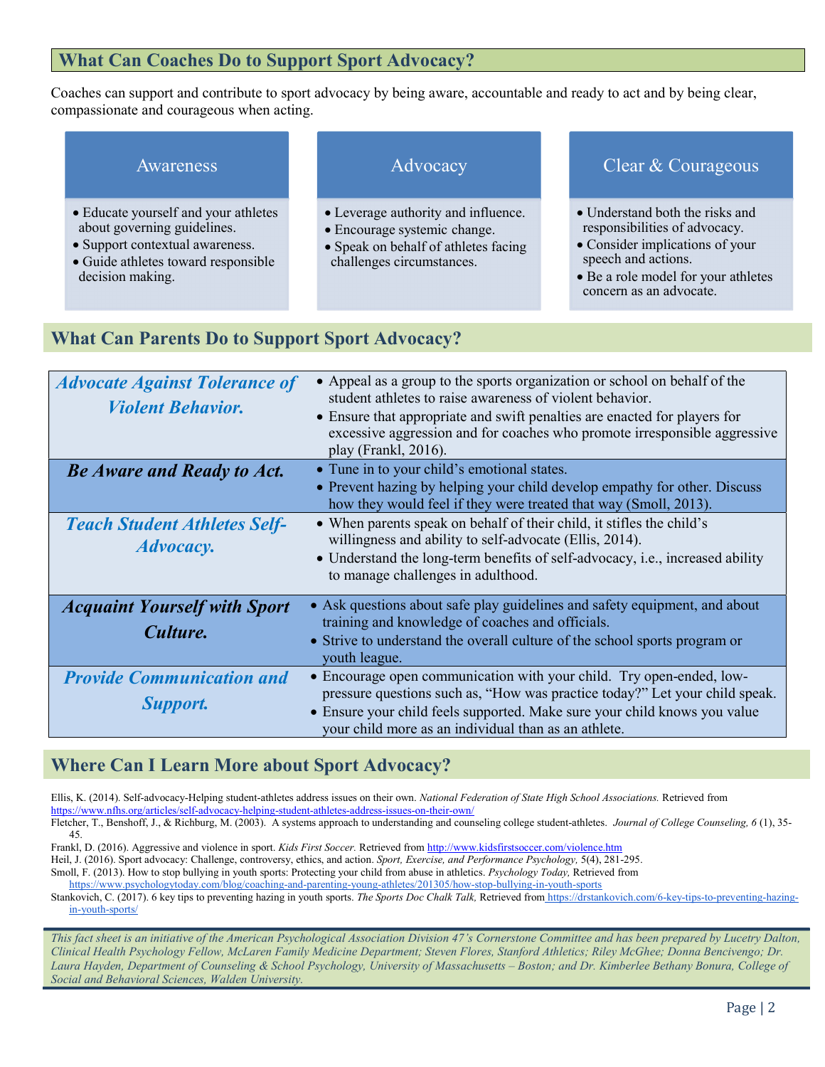## What Can Coaches Do to Support Sport Advocacy?

Coaches can support and contribute to sport advocacy by being aware, accountable and ready to act and by being clear, compassionate and courageous when acting.

| Awareness | Advocacy | Clear & Courageous |
|---|---|---|
| • Educate yourself and your athletes about governing guidelines.<br>• Support contextual awareness.<br>• Guide athletes toward responsible decision making. | • Leverage authority and influence.<br>• Encourage systemic change.<br>• Speak on behalf of athletes facing challenges circumstances. | • Understand both the risks and responsibilities of advocacy.<br>• Consider implications of your speech and actions.<br>• Be a role model for your athletes concern as an advocate. |

## What Can Parents Do to Support Sport Advocacy?

| | |
|---|---|
| ***Advocate Against Tolerance of Violent Behavior.*** | • Appeal as a group to the sports organization or school on behalf of the student athletes to raise awareness of violent behavior.<br>• Ensure that appropriate and swift penalties are enacted for players for excessive aggression and for coaches who promote irresponsible aggressive play (Frankl, 2016). |
| ***Be Aware and Ready to Act.*** | • Tune in to your child's emotional states.<br>• Prevent hazing by helping your child develop empathy for other. Discuss how they would feel if they were treated that way (Smoll, 2013). |
| ***Teach Student Athletes Self-Advocacy.*** | • When parents speak on behalf of their child, it stifles the child's willingness and ability to self-advocate (Ellis, 2014).<br>• Understand the long-term benefits of self-advocacy, i.e., increased ability to manage challenges in adulthood. |
| ***Acquaint Yourself with Sport Culture.*** | • Ask questions about safe play guidelines and safety equipment, and about training and knowledge of coaches and officials.<br>• Strive to understand the overall culture of the school sports program or youth league. |
| ***Provide Communication and Support.*** | • Encourage open communication with your child. Try open-ended, low-pressure questions such as, "How was practice today?" Let your child speak.<br>• Ensure your child feels supported. Make sure your child knows you value your child more as an individual than as an athlete. |

## Where Can I Learn More about Sport Advocacy?

Ellis, K. (2014). Self-advocacy-Helping student-athletes address issues on their own. *National Federation of State High School Associations.* Retrieved from https://www.nfhs.org/articles/self-advocacy-helping-student-athletes-address-issues-on-their-own/

Fletcher, T., Benshoff, J., & Richburg, M. (2003). A systems approach to understanding and counseling college student-athletes. *Journal of College Counseling, 6* (1), 35-45.

Frankl, D. (2016). Aggressive and violence in sport. *Kids First Soccer.* Retrieved from http://www.kidsfirstsoccer.com/violence.htm

Heil, J. (2016). Sport advocacy: Challenge, controversy, ethics, and action. *Sport, Exercise, and Performance Psychology,* 5(4), 281-295.

Smoll, F. (2013). How to stop bullying in youth sports: Protecting your child from abuse in athletics. *Psychology Today,* Retrieved from https://www.psychologytoday.com/blog/coaching-and-parenting-young-athletes/201305/how-stop-bullying-in-youth-sports

Stankovich, C. (2017). 6 key tips to preventing hazing in youth sports. *The Sports Doc Chalk Talk,* Retrieved from https://drstankovich.com/6-key-tips-to-preventing-hazing-in-youth-sports/

*This fact sheet is an initiative of the American Psychological Association Division 47's Cornerstone Committee and has been prepared by Lucetry Dalton, Clinical Health Psychology Fellow, McLaren Family Medicine Department; Steven Flores, Stanford Athletics; Riley McGhee; Donna Bencivengo; Dr. Laura Hayden, Department of Counseling & School Psychology, University of Massachusetts – Boston; and Dr. Kimberlee Bethany Bonura, College of Social and Behavioral Sciences, Walden University.*